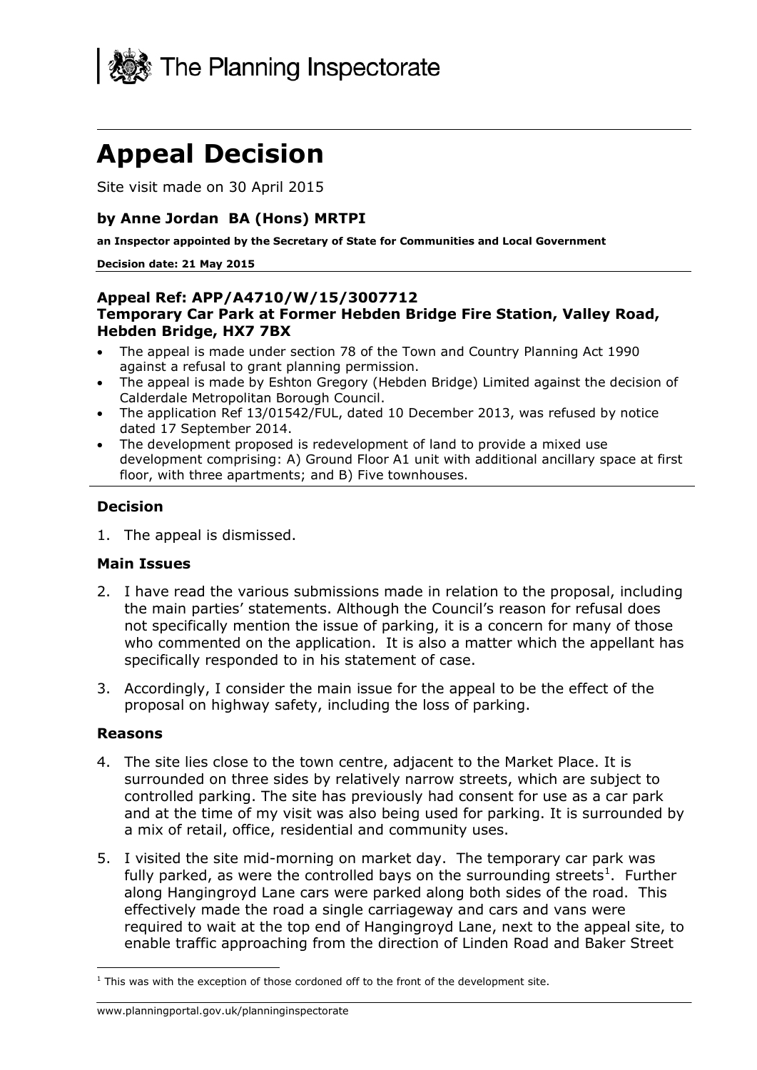The Planning Inspectorate

# Appeal Decision

Site visit made on 30 April 2015

### by Anne Jordan BA (Hons) MRTPI

**an Inspector appointed by the Secretary of State for Communities and Local Government**

**Decision date: 21 May 2015**

### Appeal Ref: APP/A4710/W/15/3007712
### Temporary Car Park at Former Hebden Bridge Fire Station, Valley Road, Hebden Bridge, HX7 7BX

- The appeal is made under section 78 of the Town and Country Planning Act 1990 against a refusal to grant planning permission.
- The appeal is made by Eshton Gregory (Hebden Bridge) Limited against the decision of Calderdale Metropolitan Borough Council.
- The application Ref 13/01542/FUL, dated 10 December 2013, was refused by notice dated 17 September 2014.
- The development proposed is redevelopment of land to provide a mixed use development comprising: A) Ground Floor A1 unit with additional ancillary space at first floor, with three apartments; and B) Five townhouses.

### Decision

1. The appeal is dismissed.

### Main Issues

2. I have read the various submissions made in relation to the proposal, including the main parties' statements. Although the Council's reason for refusal does not specifically mention the issue of parking, it is a concern for many of those who commented on the application. It is also a matter which the appellant has specifically responded to in his statement of case.

3. Accordingly, I consider the main issue for the appeal to be the effect of the proposal on highway safety, including the loss of parking.

### Reasons

4. The site lies close to the town centre, adjacent to the Market Place. It is surrounded on three sides by relatively narrow streets, which are subject to controlled parking. The site has previously had consent for use as a car park and at the time of my visit was also being used for parking. It is surrounded by a mix of retail, office, residential and community uses.

5. I visited the site mid-morning on market day. The temporary car park was fully parked, as were the controlled bays on the surrounding streets[1]. Further along Hangingroyd Lane cars were parked along both sides of the road. This effectively made the road a single carriageway and cars and vans were required to wait at the top end of Hangingroyd Lane, next to the appeal site, to enable traffic approaching from the direction of Linden Road and Baker Street

[1] This was with the exception of those cordoned off to the front of the development site.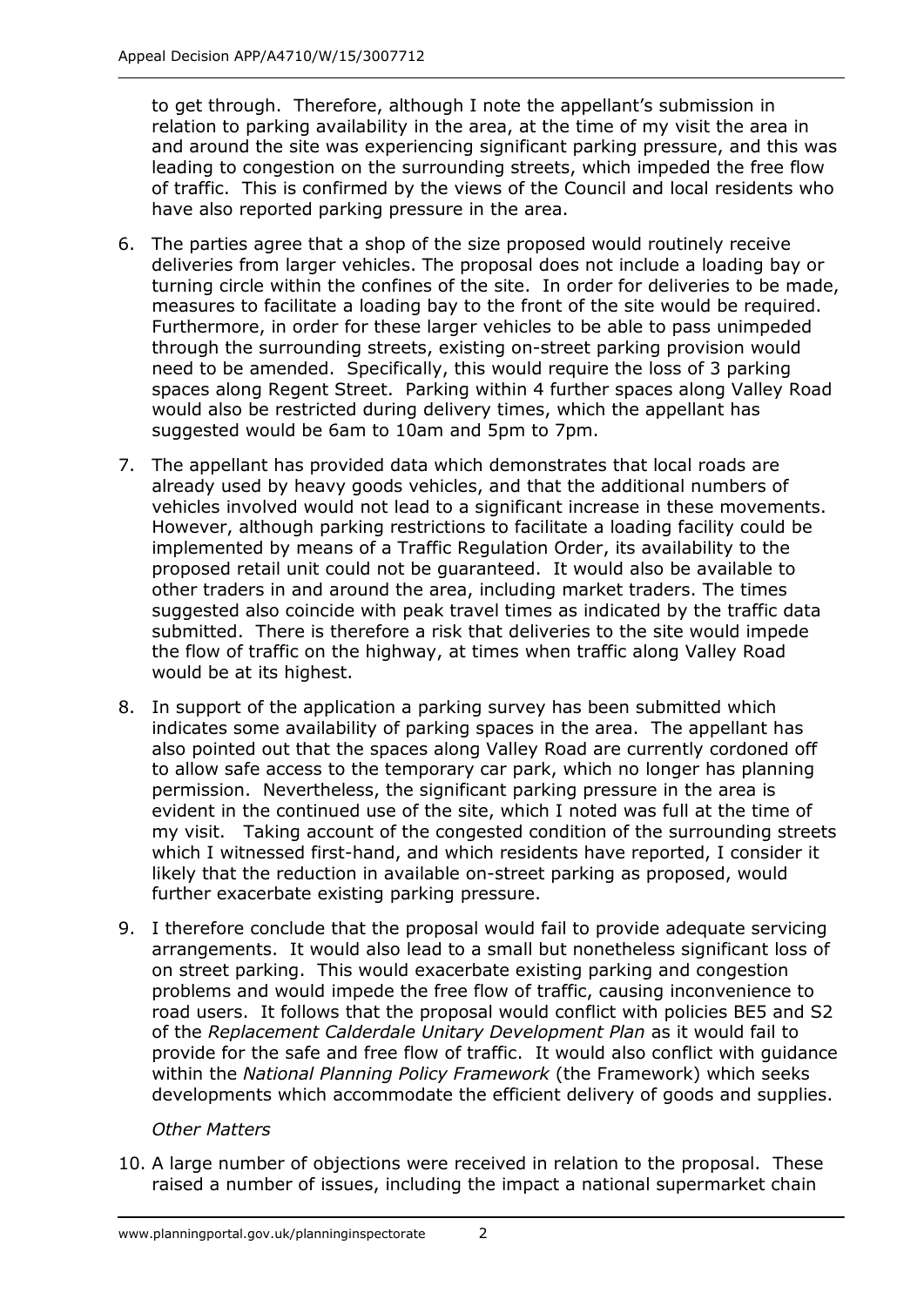to get through. Therefore, although I note the appellant's submission in relation to parking availability in the area, at the time of my visit the area in and around the site was experiencing significant parking pressure, and this was leading to congestion on the surrounding streets, which impeded the free flow of traffic. This is confirmed by the views of the Council and local residents who have also reported parking pressure in the area.

6. The parties agree that a shop of the size proposed would routinely receive deliveries from larger vehicles. The proposal does not include a loading bay or turning circle within the confines of the site. In order for deliveries to be made, measures to facilitate a loading bay to the front of the site would be required. Furthermore, in order for these larger vehicles to be able to pass unimpeded through the surrounding streets, existing on-street parking provision would need to be amended. Specifically, this would require the loss of 3 parking spaces along Regent Street. Parking within 4 further spaces along Valley Road would also be restricted during delivery times, which the appellant has suggested would be 6am to 10am and 5pm to 7pm.

7. The appellant has provided data which demonstrates that local roads are already used by heavy goods vehicles, and that the additional numbers of vehicles involved would not lead to a significant increase in these movements. However, although parking restrictions to facilitate a loading facility could be implemented by means of a Traffic Regulation Order, its availability to the proposed retail unit could not be guaranteed. It would also be available to other traders in and around the area, including market traders. The times suggested also coincide with peak travel times as indicated by the traffic data submitted. There is therefore a risk that deliveries to the site would impede the flow of traffic on the highway, at times when traffic along Valley Road would be at its highest.

8. In support of the application a parking survey has been submitted which indicates some availability of parking spaces in the area. The appellant has also pointed out that the spaces along Valley Road are currently cordoned off to allow safe access to the temporary car park, which no longer has planning permission. Nevertheless, the significant parking pressure in the area is evident in the continued use of the site, which I noted was full at the time of my visit. Taking account of the congested condition of the surrounding streets which I witnessed first-hand, and which residents have reported, I consider it likely that the reduction in available on-street parking as proposed, would further exacerbate existing parking pressure.

9. I therefore conclude that the proposal would fail to provide adequate servicing arrangements. It would also lead to a small but nonetheless significant loss of on street parking. This would exacerbate existing parking and congestion problems and would impede the free flow of traffic, causing inconvenience to road users. It follows that the proposal would conflict with policies BE5 and S2 of the *Replacement Calderdale Unitary Development Plan* as it would fail to provide for the safe and free flow of traffic. It would also conflict with guidance within the *National Planning Policy Framework* (the Framework) which seeks developments which accommodate the efficient delivery of goods and supplies.

*Other Matters*

10. A large number of objections were received in relation to the proposal. These raised a number of issues, including the impact a national supermarket chain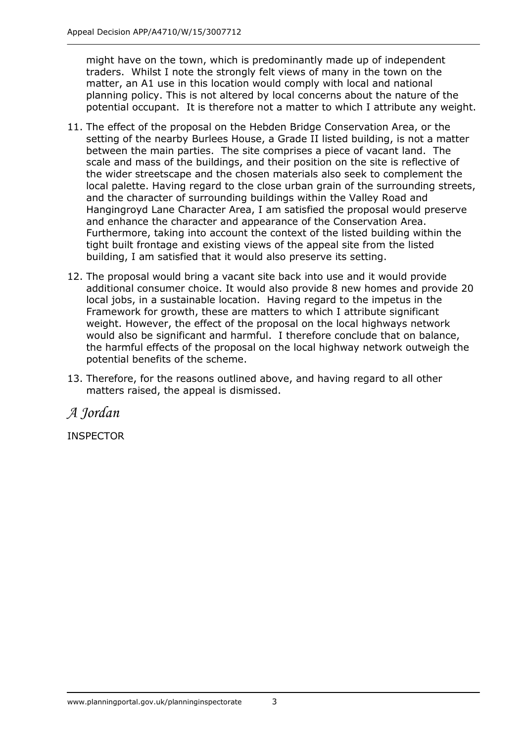might have on the town, which is predominantly made up of independent traders. Whilst I note the strongly felt views of many in the town on the matter, an A1 use in this location would comply with local and national planning policy. This is not altered by local concerns about the nature of the potential occupant. It is therefore not a matter to which I attribute any weight.

11. The effect of the proposal on the Hebden Bridge Conservation Area, or the setting of the nearby Burlees House, a Grade II listed building, is not a matter between the main parties. The site comprises a piece of vacant land. The scale and mass of the buildings, and their position on the site is reflective of the wider streetscape and the chosen materials also seek to complement the local palette. Having regard to the close urban grain of the surrounding streets, and the character of surrounding buildings within the Valley Road and Hangingroyd Lane Character Area, I am satisfied the proposal would preserve and enhance the character and appearance of the Conservation Area. Furthermore, taking into account the context of the listed building within the tight built frontage and existing views of the appeal site from the listed building, I am satisfied that it would also preserve its setting.

12. The proposal would bring a vacant site back into use and it would provide additional consumer choice. It would also provide 8 new homes and provide 20 local jobs, in a sustainable location. Having regard to the impetus in the Framework for growth, these are matters to which I attribute significant weight. However, the effect of the proposal on the local highways network would also be significant and harmful. I therefore conclude that on balance, the harmful effects of the proposal on the local highway network outweigh the potential benefits of the scheme.

13. Therefore, for the reasons outlined above, and having regard to all other matters raised, the appeal is dismissed.

*A Jordan*

INSPECTOR